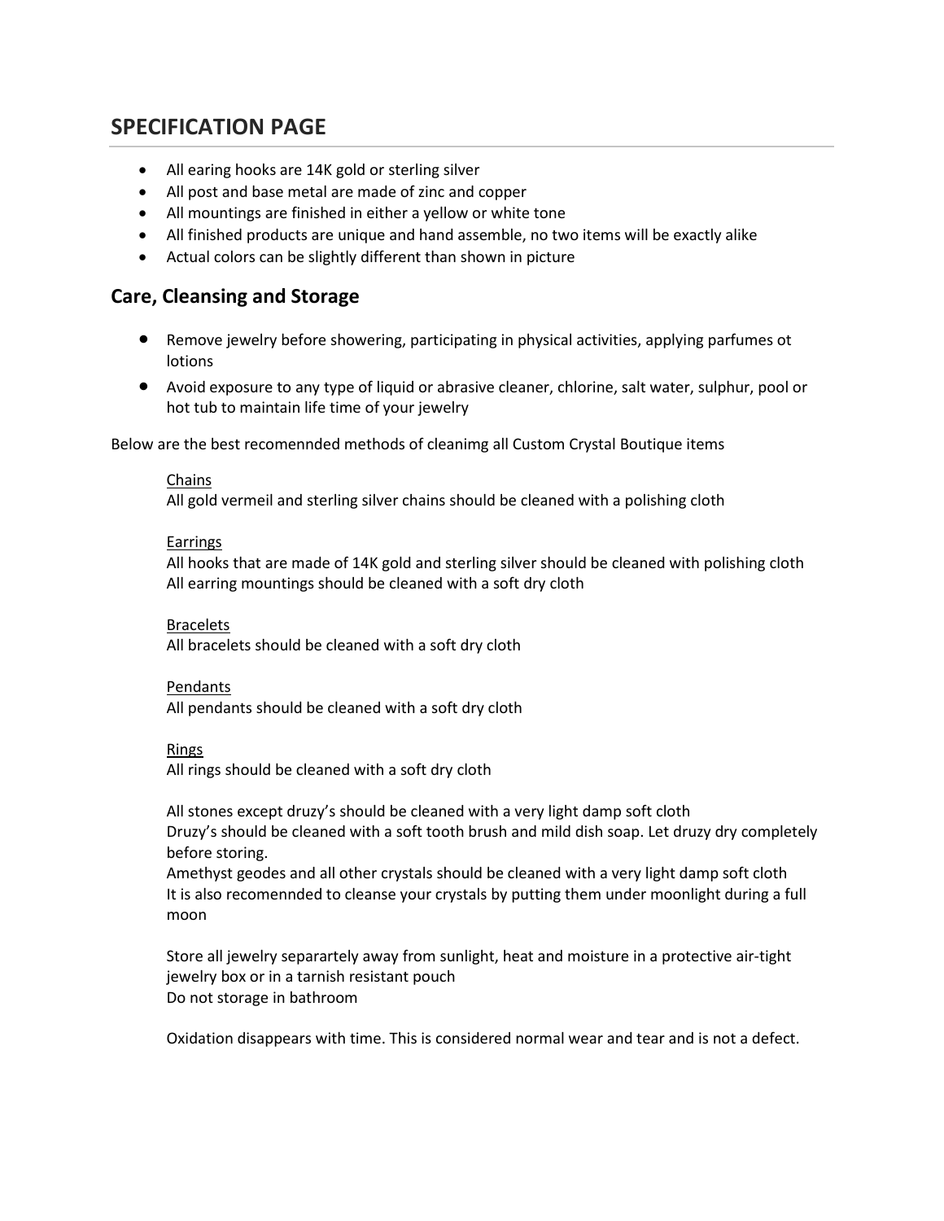## SPECIFICATION PAGE

- All earing hooks are 14K gold or sterling silver
- All post and base metal are made of zinc and copper
- All mountings are finished in either a yellow or white tone
- All finished products are unique and hand assemble, no two items will be exactly alike
- Actual colors can be slightly different than shown in picture

### Care, Cleansing and Storage

- Remove jewelry before showering, participating in physical activities, applying parfumes ot lotions
- Avoid exposure to any type of liquid or abrasive cleaner, chlorine, salt water, sulphur, pool or hot tub to maintain life time of your jewelry

Below are the best recomennded methods of cleanimg all Custom Crystal Boutique items

<u>Chains</u>
All gold vermeil and sterling silver chains should be cleaned with a polishing cloth

<u>Earrings</u>
All hooks that are made of 14K gold and sterling silver should be cleaned with polishing cloth
All earring mountings should be cleaned with a soft dry cloth

<u>Bracelets</u>
All bracelets should be cleaned with a soft dry cloth

<u>Pendants</u>
All pendants should be cleaned with a soft dry cloth

<u>Rings</u>
All rings should be cleaned with a soft dry cloth

All stones except druzy's should be cleaned with a very light damp soft cloth
Druzy's should be cleaned with a soft tooth brush and mild dish soap. Let druzy dry completely before storing.
Amethyst geodes and all other crystals should be cleaned with a very light damp soft cloth
It is also recomennded to cleanse your crystals by putting them under moonlight during a full moon

Store all jewelry separartely away from sunlight, heat and moisture in a protective air-tight jewelry box or in a tarnish resistant pouch
Do not storage in bathroom

Oxidation disappears with time. This is considered normal wear and tear and is not a defect.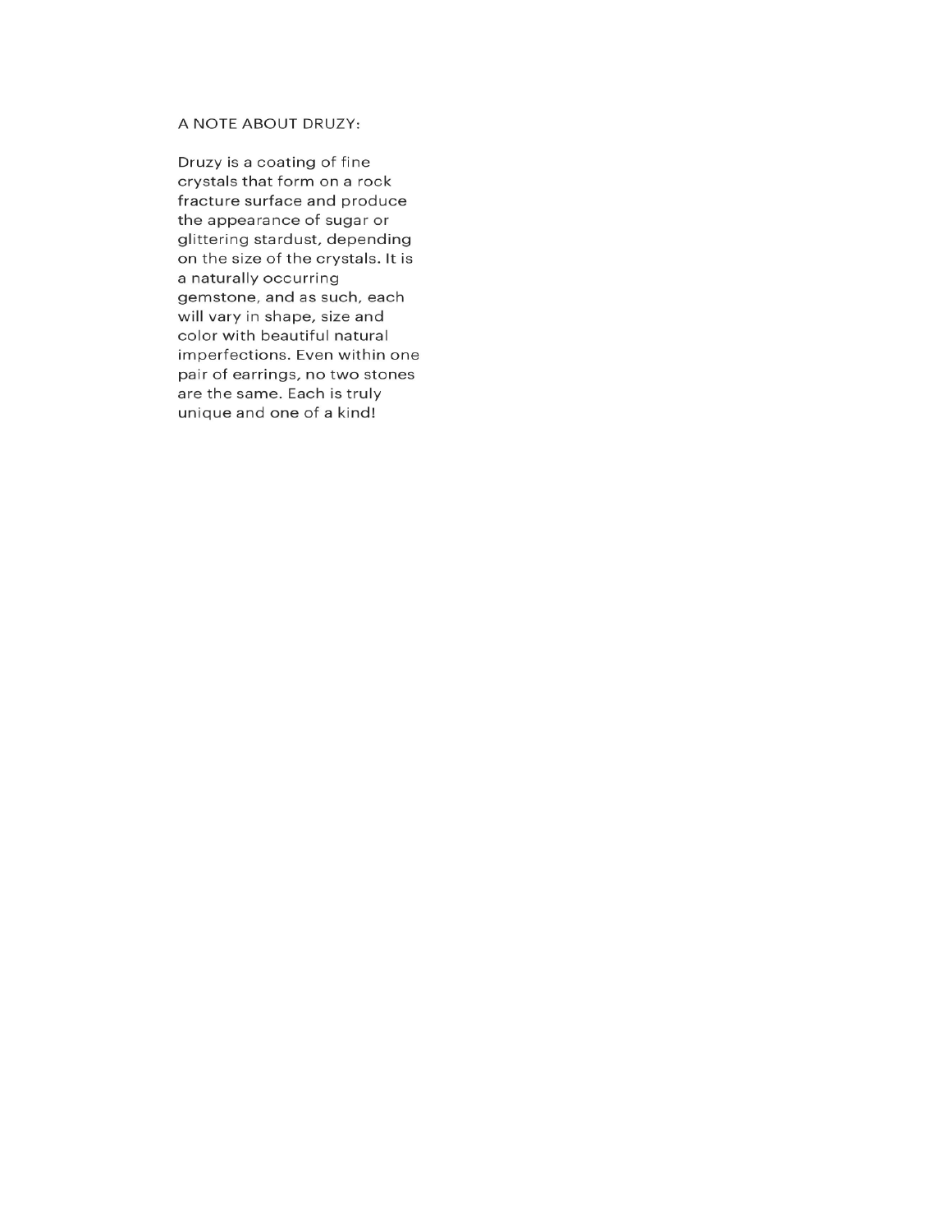A NOTE ABOUT DRUZY:

Druzy is a coating of fine crystals that form on a rock fracture surface and produce the appearance of sugar or glittering stardust, depending on the size of the crystals. It is a naturally occurring gemstone, and as such, each will vary in shape, size and color with beautiful natural imperfections. Even within one pair of earrings, no two stones are the same. Each is truly unique and one of a kind!